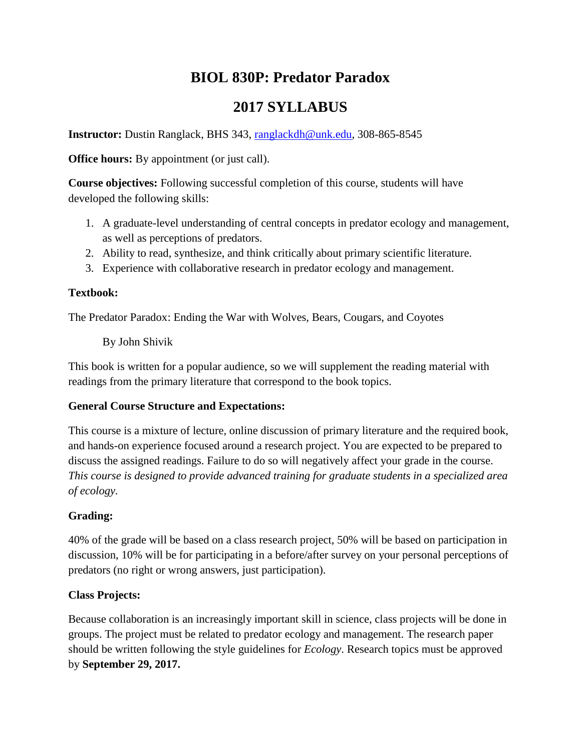# BIOL 830P: Predator Paradox

## 2017 SYLLABUS

**Instructor:** Dustin Ranglack, BHS 343, [ranglackdh@unk.edu](mailto:ranglackdh@unk.edu), 308-865-8545

**Office hours:** By appointment (or just call).

**Course objectives:** Following successful completion of this course, students will have developed the following skills:

1. A graduate-level understanding of central concepts in predator ecology and management, as well as perceptions of predators.
2. Ability to read, synthesize, and think critically about primary scientific literature.
3. Experience with collaborative research in predator ecology and management.

**Textbook:**

The Predator Paradox: Ending the War with Wolves, Bears, Cougars, and Coyotes

By John Shivik

This book is written for a popular audience, so we will supplement the reading material with readings from the primary literature that correspond to the book topics.

**General Course Structure and Expectations:**

This course is a mixture of lecture, online discussion of primary literature and the required book, and hands-on experience focused around a research project. You are expected to be prepared to discuss the assigned readings. Failure to do so will negatively affect your grade in the course. *This course is designed to provide advanced training for graduate students in a specialized area of ecology.*

**Grading:**

40% of the grade will be based on a class research project, 50% will be based on participation in discussion, 10% will be for participating in a before/after survey on your personal perceptions of predators (no right or wrong answers, just participation).

**Class Projects:**

Because collaboration is an increasingly important skill in science, class projects will be done in groups. The project must be related to predator ecology and management. The research paper should be written following the style guidelines for *Ecology*. Research topics must be approved by **September 29, 2017.**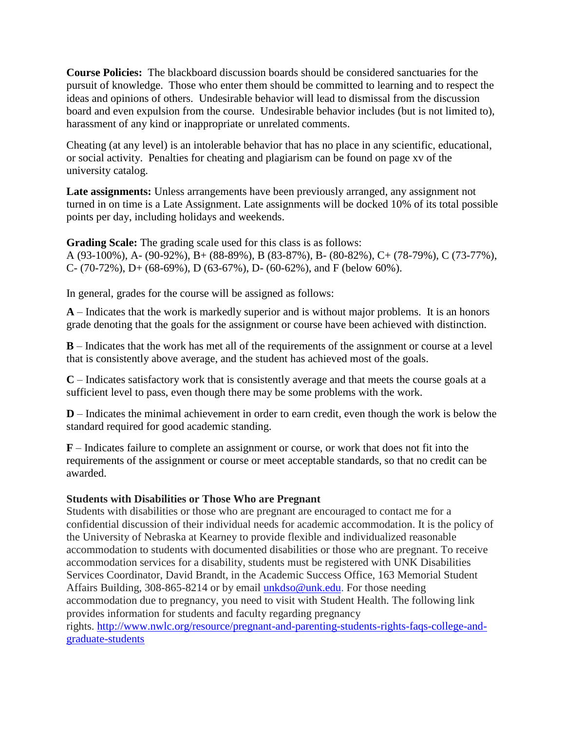**Course Policies:** The blackboard discussion boards should be considered sanctuaries for the pursuit of knowledge. Those who enter them should be committed to learning and to respect the ideas and opinions of others. Undesirable behavior will lead to dismissal from the discussion board and even expulsion from the course. Undesirable behavior includes (but is not limited to), harassment of any kind or inappropriate or unrelated comments.

Cheating (at any level) is an intolerable behavior that has no place in any scientific, educational, or social activity. Penalties for cheating and plagiarism can be found on page xv of the university catalog.

**Late assignments:** Unless arrangements have been previously arranged, any assignment not turned in on time is a Late Assignment. Late assignments will be docked 10% of its total possible points per day, including holidays and weekends.

**Grading Scale:** The grading scale used for this class is as follows:
A (93-100%), A- (90-92%), B+ (88-89%), B (83-87%), B- (80-82%), C+ (78-79%), C (73-77%), C- (70-72%), D+ (68-69%), D (63-67%), D- (60-62%), and F (below 60%).

In general, grades for the course will be assigned as follows:

**A** – Indicates that the work is markedly superior and is without major problems. It is an honors grade denoting that the goals for the assignment or course have been achieved with distinction.

**B** – Indicates that the work has met all of the requirements of the assignment or course at a level that is consistently above average, and the student has achieved most of the goals.

**C** – Indicates satisfactory work that is consistently average and that meets the course goals at a sufficient level to pass, even though there may be some problems with the work.

**D** – Indicates the minimal achievement in order to earn credit, even though the work is below the standard required for good academic standing.

**F** – Indicates failure to complete an assignment or course, or work that does not fit into the requirements of the assignment or course or meet acceptable standards, so that no credit can be awarded.

**Students with Disabilities or Those Who are Pregnant**

Students with disabilities or those who are pregnant are encouraged to contact me for a confidential discussion of their individual needs for academic accommodation. It is the policy of the University of Nebraska at Kearney to provide flexible and individualized reasonable accommodation to students with documented disabilities or those who are pregnant. To receive accommodation services for a disability, students must be registered with UNK Disabilities Services Coordinator, David Brandt, in the Academic Success Office, 163 Memorial Student Affairs Building, 308-865-8214 or by email unkdso@unk.edu. For those needing accommodation due to pregnancy, you need to visit with Student Health. The following link provides information for students and faculty regarding pregnancy rights. http://www.nwlc.org/resource/pregnant-and-parenting-students-rights-faqs-college-and-graduate-students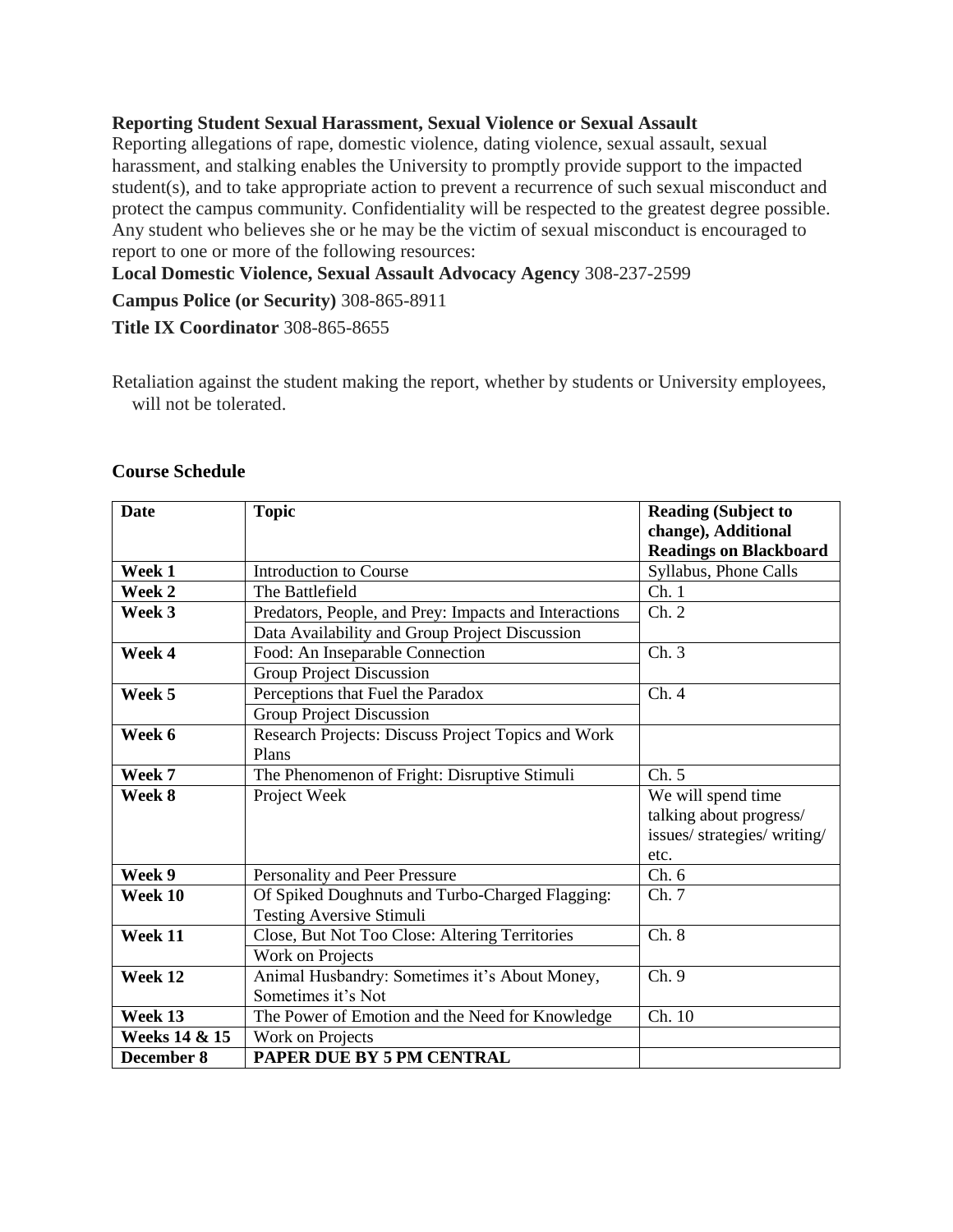**Reporting Student Sexual Harassment, Sexual Violence or Sexual Assault**

Reporting allegations of rape, domestic violence, dating violence, sexual assault, sexual harassment, and stalking enables the University to promptly provide support to the impacted student(s), and to take appropriate action to prevent a recurrence of such sexual misconduct and protect the campus community. Confidentiality will be respected to the greatest degree possible. Any student who believes she or he may be the victim of sexual misconduct is encouraged to report to one or more of the following resources:

**Local Domestic Violence, Sexual Assault Advocacy Agency** 308-237-2599

**Campus Police (or Security)** 308-865-8911

**Title IX Coordinator** 308-865-8655

Retaliation against the student making the report, whether by students or University employees, will not be tolerated.

## Course Schedule

| Date | Topic | Reading (Subject to change), Additional Readings on Blackboard |
|---|---|---|
| **Week 1** | Introduction to Course | Syllabus, Phone Calls |
| **Week 2** | The Battlefield | Ch. 1 |
| **Week 3** | Predators, People, and Prey: Impacts and Interactions<br>Data Availability and Group Project Discussion | Ch. 2 |
| **Week 4** | Food: An Inseparable Connection<br>Group Project Discussion | Ch. 3 |
| **Week 5** | Perceptions that Fuel the Paradox<br>Group Project Discussion | Ch. 4 |
| **Week 6** | Research Projects: Discuss Project Topics and Work Plans | |
| **Week 7** | The Phenomenon of Fright: Disruptive Stimuli | Ch. 5 |
| **Week 8** | Project Week | We will spend time talking about progress/ issues/ strategies/ writing/ etc. |
| **Week 9** | Personality and Peer Pressure | Ch. 6 |
| **Week 10** | Of Spiked Doughnuts and Turbo-Charged Flagging: Testing Aversive Stimuli | Ch. 7 |
| **Week 11** | Close, But Not Too Close: Altering Territories<br>Work on Projects | Ch. 8 |
| **Week 12** | Animal Husbandry: Sometimes it's About Money, Sometimes it's Not | Ch. 9 |
| **Week 13** | The Power of Emotion and the Need for Knowledge | Ch. 10 |
| **Weeks 14 & 15** | Work on Projects | |
| **December 8** | **PAPER DUE BY 5 PM CENTRAL** | |